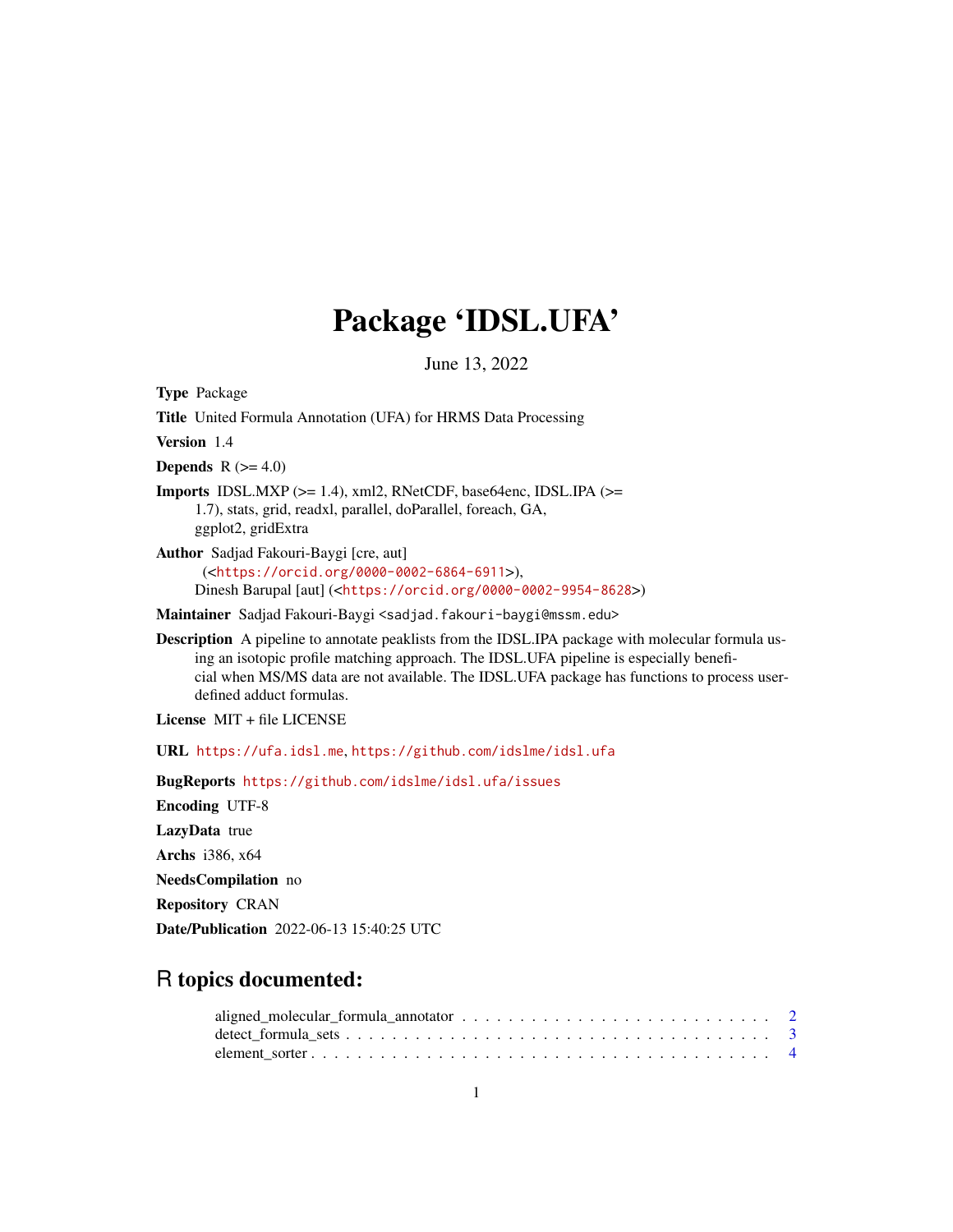# Package 'IDSL.UFA'

June 13, 2022

**Type** Package

**Title** United Formula Annotation (UFA) for HRMS Data Processing

**Version** 1.4

**Depends** R (>= 4.0)

**Imports** IDSL.MXP (>= 1.4), xml2, RNetCDF, base64enc, IDSL.IPA (>= 1.7), stats, grid, readxl, parallel, doParallel, foreach, GA, ggplot2, gridExtra

**Author** Sadjad Fakouri-Baygi [cre, aut] (<https://orcid.org/0000-0002-6864-6911>), Dinesh Barupal [aut] (<https://orcid.org/0000-0002-9954-8628>)

**Maintainer** Sadjad Fakouri-Baygi <sadjad.fakouri-baygi@mssm.edu>

**Description** A pipeline to annotate peaklists from the IDSL.IPA package with molecular formula using an isotopic profile matching approach. The IDSL.UFA pipeline is especially beneficial when MS/MS data are not available. The IDSL.UFA package has functions to process user-defined adduct formulas.

**License** MIT + file LICENSE

**URL** https://ufa.idsl.me, https://github.com/idslme/idsl.ufa

**BugReports** https://github.com/idslme/idsl.ufa/issues

**Encoding** UTF-8

**LazyData** true

**Archs** i386, x64

**NeedsCompilation** no

**Repository** CRAN

**Date/Publication** 2022-06-13 15:40:25 UTC

## R topics documented:

- aligned_molecular_formula_annotator . . . . . 2
- detect_formula_sets . . . . . 3
- element_sorter . . . . . 4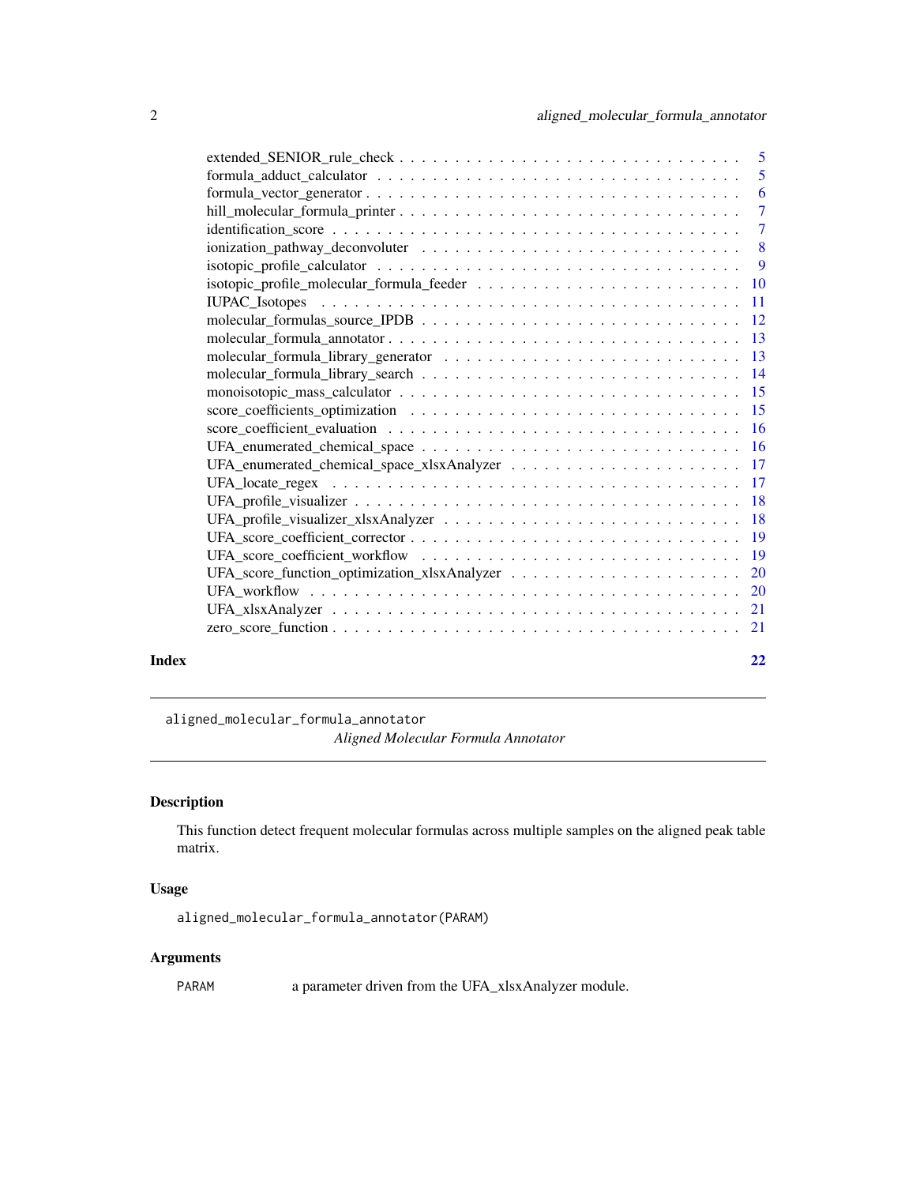extended_SENIOR_rule_check . . . . . . . . . . . . . . . . . . . . . . . . . . . . . . 5
formula_adduct_calculator . . . . . . . . . . . . . . . . . . . . . . . . . . . . . . 5
formula_vector_generator . . . . . . . . . . . . . . . . . . . . . . . . . . . . . . 6
hill_molecular_formula_printer . . . . . . . . . . . . . . . . . . . . . . . . . . . . 7
identification_score . . . . . . . . . . . . . . . . . . . . . . . . . . . . . . . . 7
ionization_pathway_deconvoluter . . . . . . . . . . . . . . . . . . . . . . . . . . . 8
isotopic_profile_calculator . . . . . . . . . . . . . . . . . . . . . . . . . . . . . 9
isotopic_profile_molecular_formula_feeder . . . . . . . . . . . . . . . . . . . . . . 10
IUPAC_Isotopes . . . . . . . . . . . . . . . . . . . . . . . . . . . . . . . . . . 11
molecular_formulas_source_IPDB . . . . . . . . . . . . . . . . . . . . . . . . . . . 12
molecular_formula_annotator . . . . . . . . . . . . . . . . . . . . . . . . . . . . . 13
molecular_formula_library_generator . . . . . . . . . . . . . . . . . . . . . . . . . 13
molecular_formula_library_search . . . . . . . . . . . . . . . . . . . . . . . . . . 14
monoisotopic_mass_calculator . . . . . . . . . . . . . . . . . . . . . . . . . . . . 15
score_coefficients_optimization . . . . . . . . . . . . . . . . . . . . . . . . . . . 15
score_coefficient_evaluation . . . . . . . . . . . . . . . . . . . . . . . . . . . . . 16
UFA_enumerated_chemical_space . . . . . . . . . . . . . . . . . . . . . . . . . . . 16
UFA_enumerated_chemical_space_xlsxAnalyzer . . . . . . . . . . . . . . . . . . . . . 17
UFA_locate_regex . . . . . . . . . . . . . . . . . . . . . . . . . . . . . . . . . . 17
UFA_profile_visualizer . . . . . . . . . . . . . . . . . . . . . . . . . . . . . . . 18
UFA_profile_visualizer_xlsxAnalyzer . . . . . . . . . . . . . . . . . . . . . . . . . 18
UFA_score_coefficient_corrector . . . . . . . . . . . . . . . . . . . . . . . . . . . 19
UFA_score_coefficient_workflow . . . . . . . . . . . . . . . . . . . . . . . . . . . 19
UFA_score_function_optimization_xlsxAnalyzer . . . . . . . . . . . . . . . . . . . . 20
UFA_workflow . . . . . . . . . . . . . . . . . . . . . . . . . . . . . . . . . . . . 20
UFA_xlsxAnalyzer . . . . . . . . . . . . . . . . . . . . . . . . . . . . . . . . . . 21
zero_score_function . . . . . . . . . . . . . . . . . . . . . . . . . . . . . . . . . 21

**Index** **22**

---

## aligned_molecular_formula_annotator

*Aligned Molecular Formula Annotator*

---

### Description

This function detect frequent molecular formulas across multiple samples on the aligned peak table matrix.

### Usage

```
aligned_molecular_formula_annotator(PARAM)
```

### Arguments

| | |
|---|---|
| PARAM | a parameter driven from the UFA_xlsxAnalyzer module. |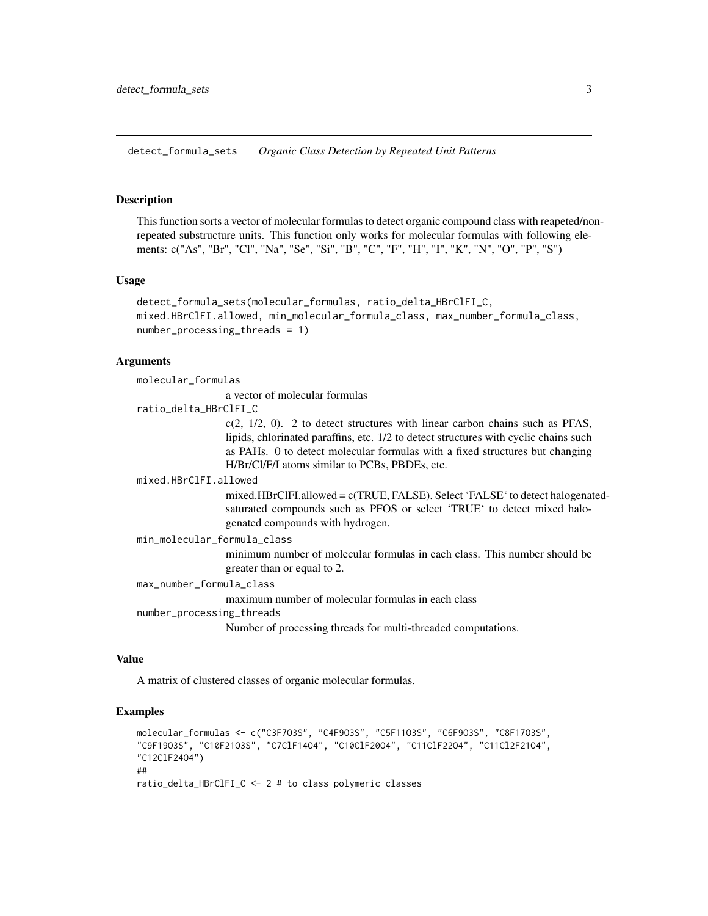detect_formula_sets *Organic Class Detection by Repeated Unit Patterns*

## Description

This function sorts a vector of molecular formulas to detect organic compound class with reapeted/non-repeated substructure units. This function only works for molecular formulas with following elements: c("As", "Br", "Cl", "Na", "Se", "Si", "B", "C", "F", "H", "I", "K", "N", "O", "P", "S")

## Usage

```
detect_formula_sets(molecular_formulas, ratio_delta_HBrClFI_C,
mixed.HBrClFI.allowed, min_molecular_formula_class, max_number_formula_class,
number_processing_threads = 1)
```

## Arguments

molecular_formulas
: a vector of molecular formulas

ratio_delta_HBrClFI_C
: c(2, 1/2, 0). 2 to detect structures with linear carbon chains such as PFAS, lipids, chlorinated paraffins, etc. 1/2 to detect structures with cyclic chains such as PAHs. 0 to detect molecular formulas with a fixed structures but changing H/Br/Cl/F/I atoms similar to PCBs, PBDEs, etc.

mixed.HBrClFI.allowed
: mixed.HBrClFI.allowed = c(TRUE, FALSE). Select 'FALSE' to detect halogenated-saturated compounds such as PFOS or select 'TRUE' to detect mixed halogenated compounds with hydrogen.

min_molecular_formula_class
: minimum number of molecular formulas in each class. This number should be greater than or equal to 2.

max_number_formula_class
: maximum number of molecular formulas in each class

number_processing_threads
: Number of processing threads for multi-threaded computations.

## Value

A matrix of clustered classes of organic molecular formulas.

## Examples

```
molecular_formulas <- c("C3F7O3S", "C4F9O3S", "C5F11O3S", "C6F9O3S", "C8F17O3S",
"C9F19O3S", "C10F21O3S", "C7ClF14O4", "C10ClF20O4", "C11ClF22O4", "C11Cl2F21O4",
"C12ClF24O4")
##
ratio_delta_HBrClFI_C <- 2 # to class polymeric classes
```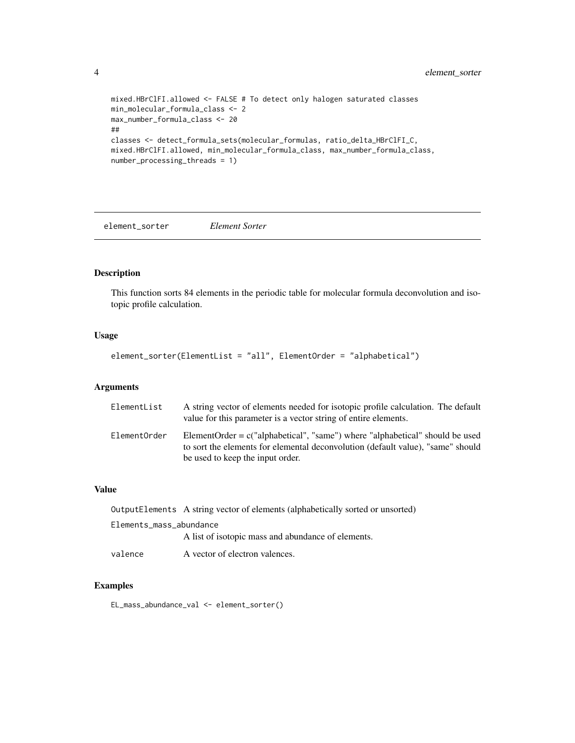```
mixed.HBrClFI.allowed <- FALSE # To detect only halogen saturated classes
min_molecular_formula_class <- 2
max_number_formula_class <- 20
##
classes <- detect_formula_sets(molecular_formulas, ratio_delta_HBrClFI_C,
mixed.HBrClFI.allowed, min_molecular_formula_class, max_number_formula_class,
number_processing_threads = 1)
```

## element_sorter *Element Sorter*

### Description

This function sorts 84 elements in the periodic table for molecular formula deconvolution and isotopic profile calculation.

### Usage

```
element_sorter(ElementList = "all", ElementOrder = "alphabetical")
```

### Arguments

| | |
|---|---|
| ElementList | A string vector of elements needed for isotopic profile calculation. The default value for this parameter is a vector string of entire elements. |
| ElementOrder | ElementOrder = c("alphabetical", "same") where "alphabetical" should be used to sort the elements for elemental deconvolution (default value), "same" should be used to keep the input order. |

### Value

| | |
|---|---|
| OutputElements | A string vector of elements (alphabetically sorted or unsorted) |
| Elements_mass_abundance | A list of isotopic mass and abundance of elements. |
| valence | A vector of electron valences. |

### Examples

```
EL_mass_abundance_val <- element_sorter()
```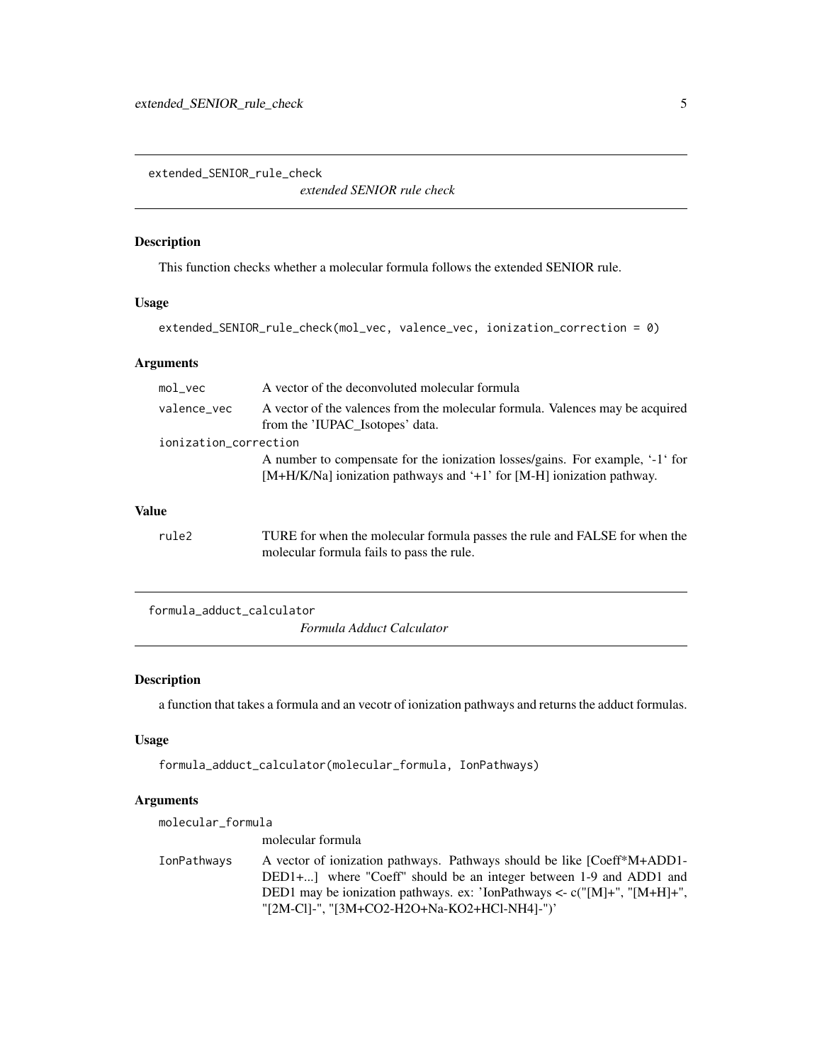## extended_SENIOR_rule_check

*extended SENIOR rule check*

### Description

This function checks whether a molecular formula follows the extended SENIOR rule.

### Usage

```
extended_SENIOR_rule_check(mol_vec, valence_vec, ionization_correction = 0)
```

### Arguments

| | |
|---|---|
| `mol_vec` | A vector of the deconvoluted molecular formula |
| `valence_vec` | A vector of the valences from the molecular formula. Valences may be acquired from the 'IUPAC_Isotopes' data. |
| `ionization_correction` | A number to compensate for the ionization losses/gains. For example, '-1' for [M+H/K/Na] ionization pathways and '+1' for [M-H] ionization pathway. |

### Value

| | |
|---|---|
| `rule2` | TURE for when the molecular formula passes the rule and FALSE for when the molecular formula fails to pass the rule. |

## formula_adduct_calculator

*Formula Adduct Calculator*

### Description

a function that takes a formula and an vecotr of ionization pathways and returns the adduct formulas.

### Usage

```
formula_adduct_calculator(molecular_formula, IonPathways)
```

### Arguments

| | |
|---|---|
| `molecular_formula` | molecular formula |
| `IonPathways` | A vector of ionization pathways. Pathways should be like [Coeff*M+ADD1-DED1+...] where "Coeff" should be an integer between 1-9 and ADD1 and DED1 may be ionization pathways. ex: 'IonPathways <- c("[M]+", "[M+H]+", "[2M-Cl]-", "[3M+CO2-H2O+Na-KO2+HCl-NH4]-")' |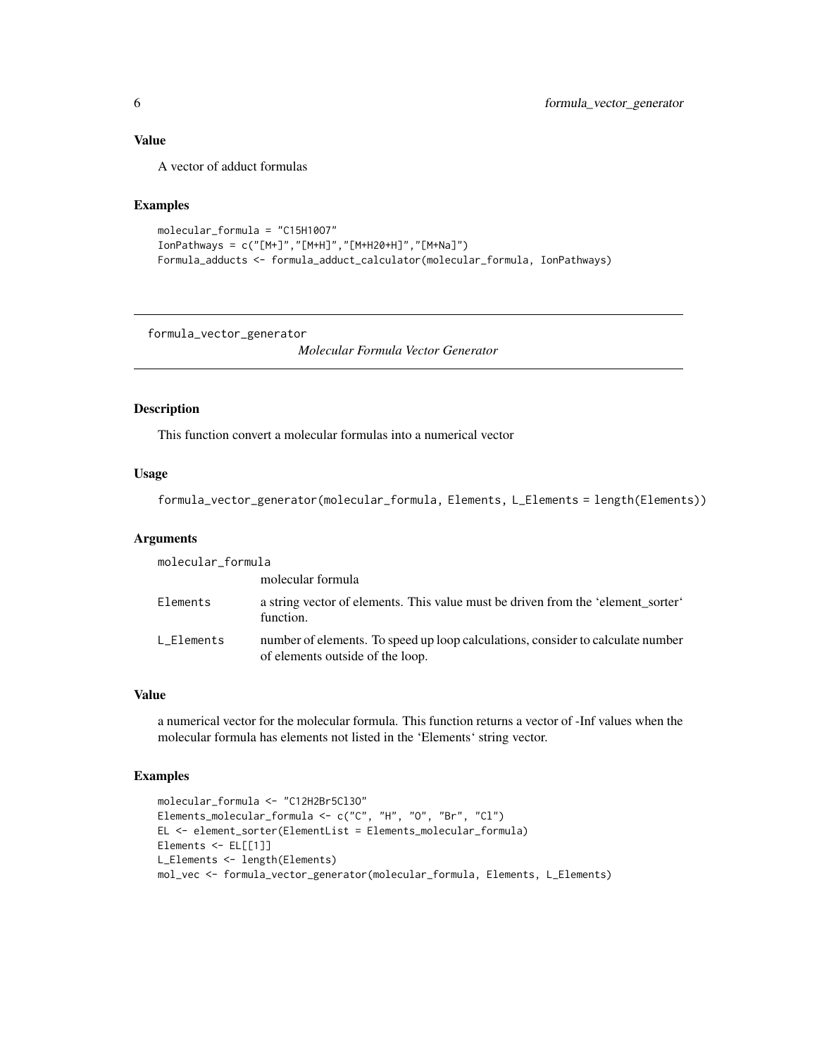### Value

A vector of adduct formulas

### Examples

```
molecular_formula = "C15H10O7"
IonPathways = c("[M+]","[M+H]","[M+H20+H]","[M+Na]")
Formula_adducts <- formula_adduct_calculator(molecular_formula, IonPathways)
```

---

## formula_vector_generator

*Molecular Formula Vector Generator*

---

### Description

This function convert a molecular formulas into a numerical vector

### Usage

```
formula_vector_generator(molecular_formula, Elements, L_Elements = length(Elements))
```

### Arguments

| Argument | Description |
| --- | --- |
| molecular_formula | molecular formula |
| Elements | a string vector of elements. This value must be driven from the 'element_sorter' function. |
| L_Elements | number of elements. To speed up loop calculations, consider to calculate number of elements outside of the loop. |

### Value

a numerical vector for the molecular formula. This function returns a vector of -Inf values when the molecular formula has elements not listed in the 'Elements' string vector.

### Examples

```
molecular_formula <- "C12H2Br5Cl3O"
Elements_molecular_formula <- c("C", "H", "O", "Br", "Cl")
EL <- element_sorter(ElementList = Elements_molecular_formula)
Elements <- EL[[1]]
L_Elements <- length(Elements)
mol_vec <- formula_vector_generator(molecular_formula, Elements, L_Elements)
```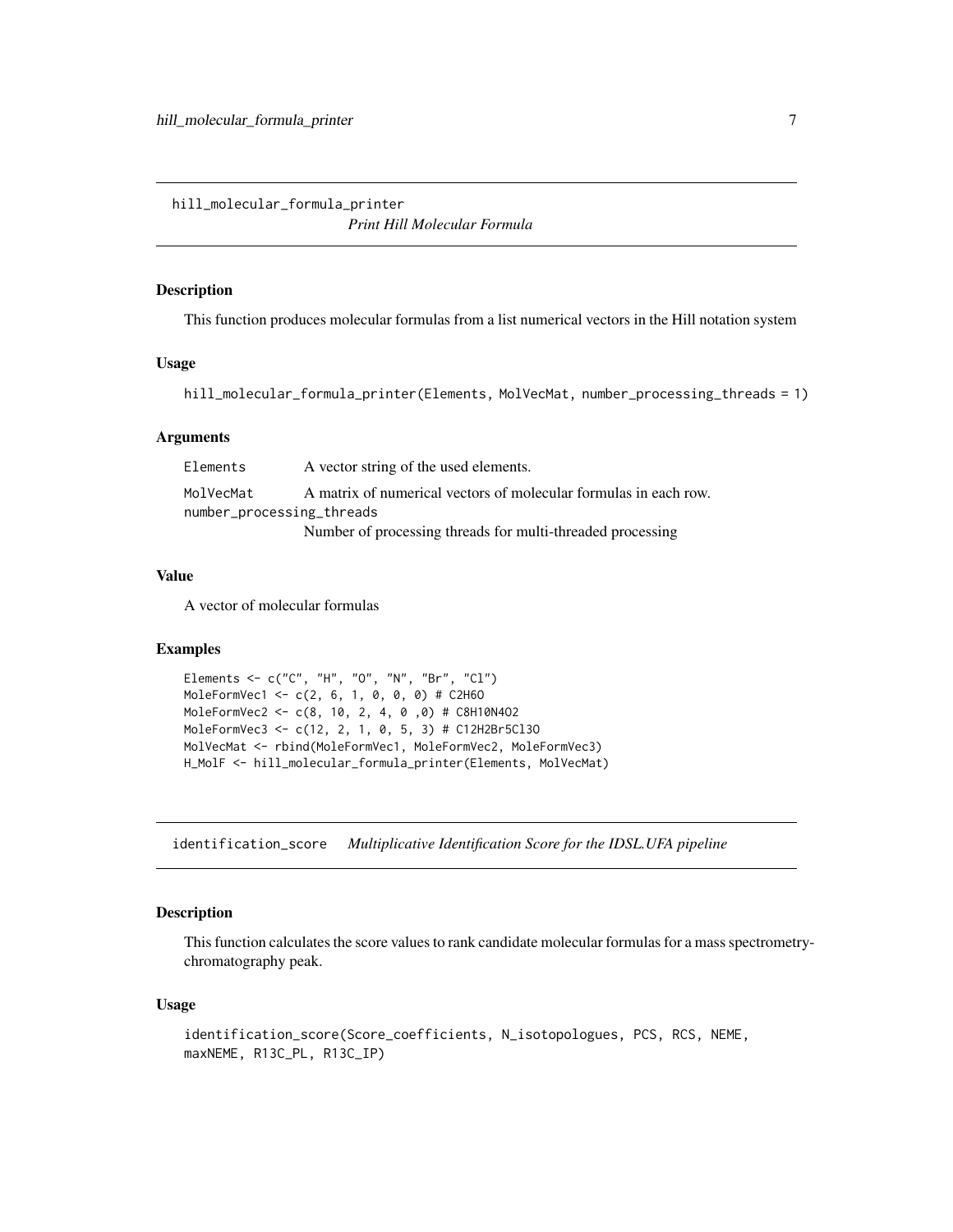## hill_molecular_formula_printer

*Print Hill Molecular Formula*

### Description

This function produces molecular formulas from a list numerical vectors in the Hill notation system

### Usage

```
hill_molecular_formula_printer(Elements, MolVecMat, number_processing_threads = 1)
```

### Arguments

| | |
|---|---|
| Elements | A vector string of the used elements. |
| MolVecMat | A matrix of numerical vectors of molecular formulas in each row. |
| number_processing_threads | Number of processing threads for multi-threaded processing |

### Value

A vector of molecular formulas

### Examples

```
Elements <- c("C", "H", "O", "N", "Br", "Cl")
MoleFormVec1 <- c(2, 6, 1, 0, 0, 0) # C2H6O
MoleFormVec2 <- c(8, 10, 2, 4, 0 ,0) # C8H10N4O2
MoleFormVec3 <- c(12, 2, 1, 0, 5, 3) # C12H2Br5Cl3O
MolVecMat <- rbind(MoleFormVec1, MoleFormVec2, MoleFormVec3)
H_MolF <- hill_molecular_formula_printer(Elements, MolVecMat)
```

## identification_score

*Multiplicative Identification Score for the IDSL.UFA pipeline*

### Description

This function calculates the score values to rank candidate molecular formulas for a mass spectrometry-chromatography peak.

### Usage

```
identification_score(Score_coefficients, N_isotopologues, PCS, RCS, NEME,
maxNEME, R13C_PL, R13C_IP)
```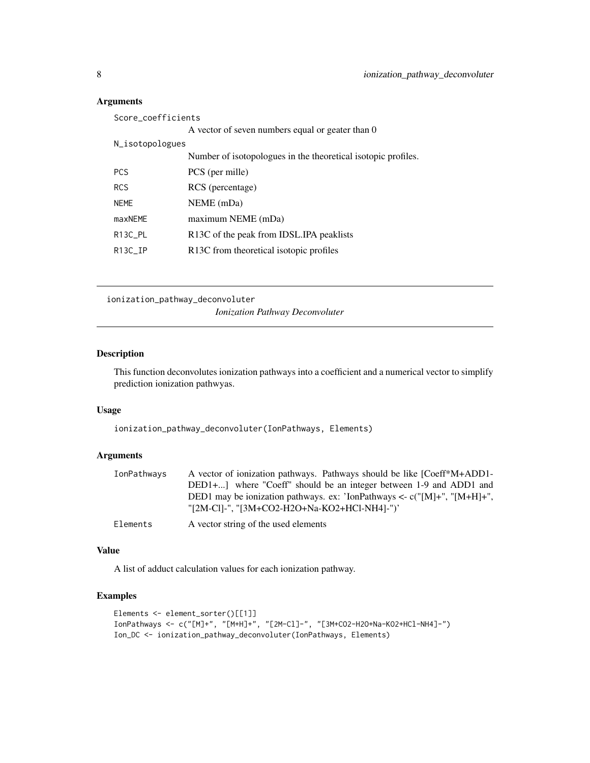### Arguments

| | |
|---|---|
| Score_coefficients | A vector of seven numbers equal or geater than 0 |
| N_isotopologues | Number of isotopologues in the theoretical isotopic profiles. |
| PCS | PCS (per mille) |
| RCS | RCS (percentage) |
| NEME | NEME (mDa) |
| maxNEME | maximum NEME (mDa) |
| R13C_PL | R13C of the peak from IDSL.IPA peaklists |
| R13C_IP | R13C from theoretical isotopic profiles |

---

## ionization_pathway_deconvoluter

*Ionization Pathway Deconvoluter*

---

### Description

This function deconvolutes ionization pathways into a coefficient and a numerical vector to simplify prediction ionization pathwyas.

### Usage

```
ionization_pathway_deconvoluter(IonPathways, Elements)
```

### Arguments

| | |
|---|---|
| IonPathways | A vector of ionization pathways. Pathways should be like [Coeff*M+ADD1-DED1+...] where "Coeff" should be an integer between 1-9 and ADD1 and DED1 may be ionization pathways. ex: 'IonPathways <- c("[M]+", "[M+H]+", "[2M-Cl]-", "[3M+CO2-H2O+Na-KO2+HCl-NH4]-")' |
| Elements | A vector string of the used elements |

### Value

A list of adduct calculation values for each ionization pathway.

### Examples

```
Elements <- element_sorter()[[1]]
IonPathways <- c("[M]+", "[M+H]+", "[2M-Cl]-", "[3M+CO2-H2O+Na-KO2+HCl-NH4]-")
Ion_DC <- ionization_pathway_deconvoluter(IonPathways, Elements)
```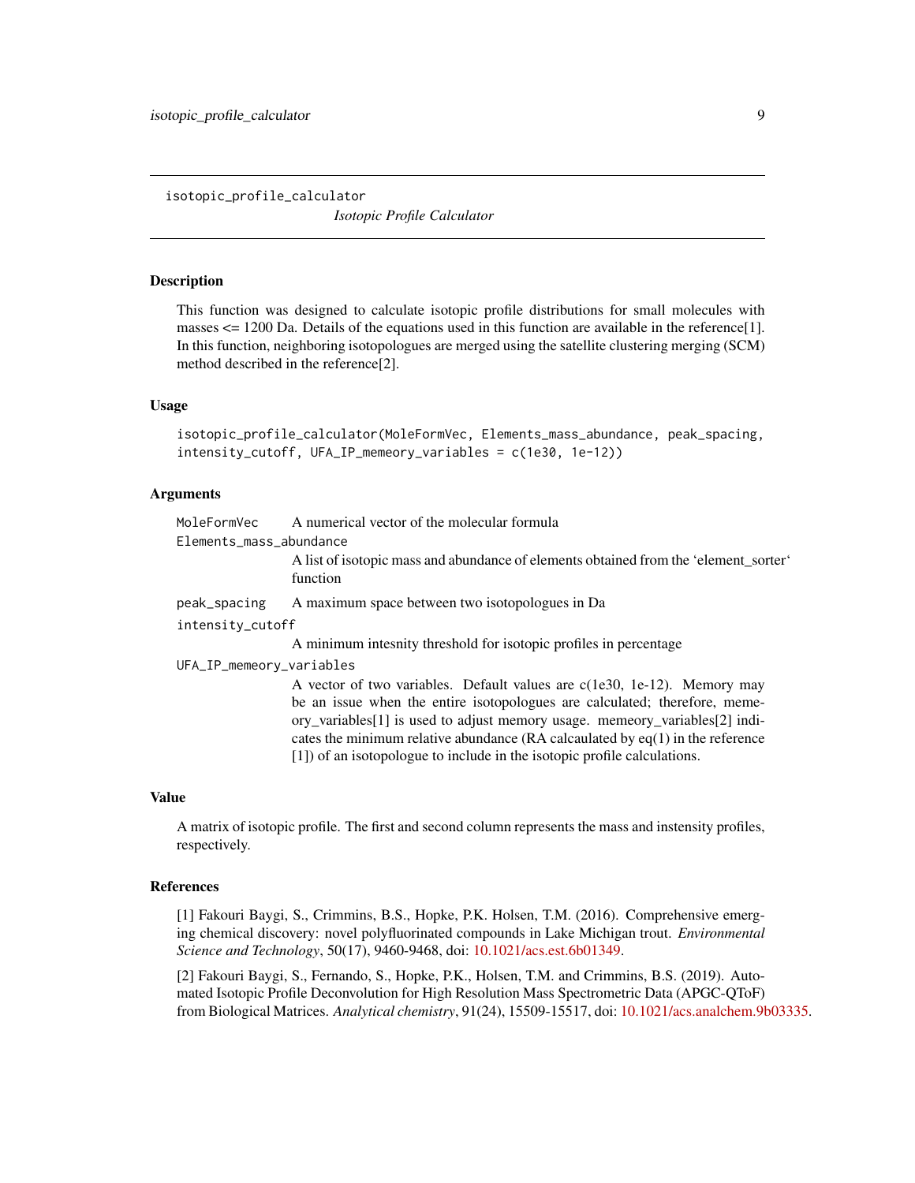isotopic_profile_calculator

*Isotopic Profile Calculator*

## Description

This function was designed to calculate isotopic profile distributions for small molecules with masses <= 1200 Da. Details of the equations used in this function are available in the reference[1]. In this function, neighboring isotopologues are merged using the satellite clustering merging (SCM) method described in the reference[2].

## Usage

```
isotopic_profile_calculator(MoleFormVec, Elements_mass_abundance, peak_spacing,
intensity_cutoff, UFA_IP_memeory_variables = c(1e30, 1e-12))
```

## Arguments

| | |
|---|---|
| MoleFormVec | A numerical vector of the molecular formula |
| Elements_mass_abundance | A list of isotopic mass and abundance of elements obtained from the 'element_sorter' function |
| peak_spacing | A maximum space between two isotopologues in Da |
| intensity_cutoff | A minimum intesnity threshold for isotopic profiles in percentage |
| UFA_IP_memeory_variables | A vector of two variables. Default values are c(1e30, 1e-12). Memory may be an issue when the entire isotopologues are calculated; therefore, memeory_variables[1] is used to adjust memory usage. memeory_variables[2] indicates the minimum relative abundance (RA calcaulated by eq(1) in the reference [1]) of an isotopologue to include in the isotopic profile calculations. |

## Value

A matrix of isotopic profile. The first and second column represents the mass and instensity profiles, respectively.

## References

[1] Fakouri Baygi, S., Crimmins, B.S., Hopke, P.K. Holsen, T.M. (2016). Comprehensive emerging chemical discovery: novel polyfluorinated compounds in Lake Michigan trout. *Environmental Science and Technology*, 50(17), 9460-9468, doi: 10.1021/acs.est.6b01349.

[2] Fakouri Baygi, S., Fernando, S., Hopke, P.K., Holsen, T.M. and Crimmins, B.S. (2019). Automated Isotopic Profile Deconvolution for High Resolution Mass Spectrometric Data (APGC-QToF) from Biological Matrices. *Analytical chemistry*, 91(24), 15509-15517, doi: 10.1021/acs.analchem.9b03335.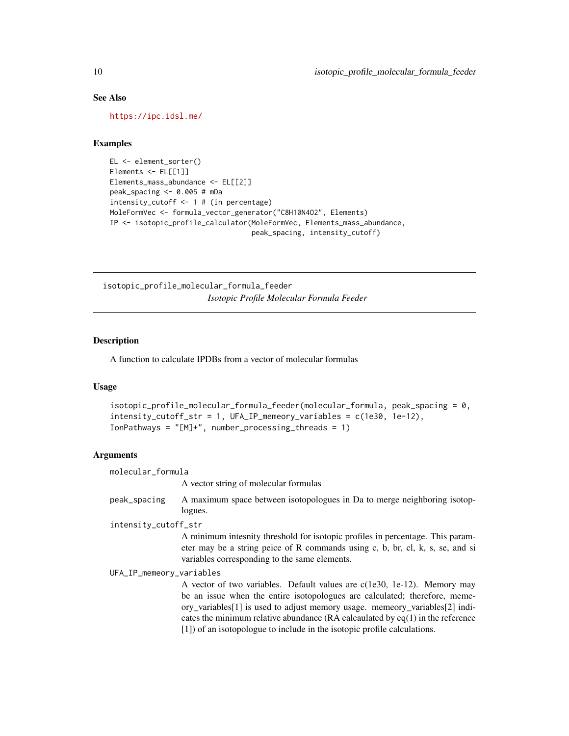## See Also

https://ipc.idsl.me/

## Examples

```
EL <- element_sorter()
Elements <- EL[[1]]
Elements_mass_abundance <- EL[[2]]
peak_spacing <- 0.005 # mDa
intensity_cutoff <- 1 # (in percentage)
MoleFormVec <- formula_vector_generator("C8H10N4O2", Elements)
IP <- isotopic_profile_calculator(MoleFormVec, Elements_mass_abundance,
                                  peak_spacing, intensity_cutoff)
```

---

# isotopic_profile_molecular_formula_feeder

*Isotopic Profile Molecular Formula Feeder*

---

## Description

A function to calculate IPDBs from a vector of molecular formulas

## Usage

```
isotopic_profile_molecular_formula_feeder(molecular_formula, peak_spacing = 0,
intensity_cutoff_str = 1, UFA_IP_memeory_variables = c(1e30, 1e-12),
IonPathways = "[M]+", number_processing_threads = 1)
```

## Arguments

`molecular_formula`
: A vector string of molecular formulas

`peak_spacing`
: A maximum space between isotopologues in Da to merge neighboring isotopologues.

`intensity_cutoff_str`
: A minimum intesnity threshold for isotopic profiles in percentage. This parameter may be a string peice of R commands using c, b, br, cl, k, s, se, and si variables corresponding to the same elements.

`UFA_IP_memeory_variables`
: A vector of two variables. Default values are c(1e30, 1e-12). Memory may be an issue when the entire isotopologues are calculated; therefore, memeory_variables[1] is used to adjust memory usage. memeory_variables[2] indicates the minimum relative abundance (RA calcaulated by eq(1) in the reference [1]) of an isotopologue to include in the isotopic profile calculations.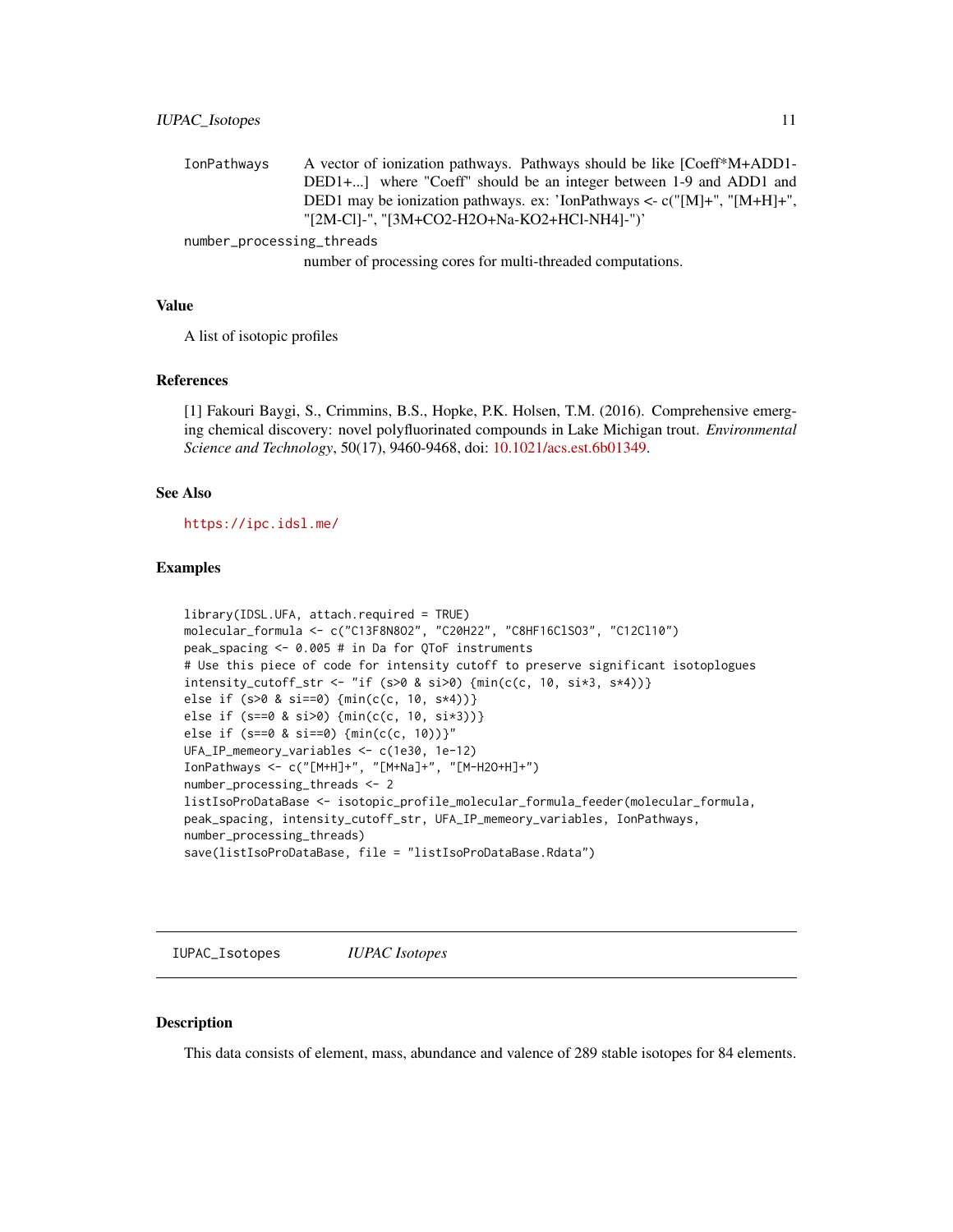IonPathways
: A vector of ionization pathways. Pathways should be like [Coeff*M+ADD1-DED1+...] where "Coeff" should be an integer between 1-9 and ADD1 and DED1 may be ionization pathways. ex: 'IonPathways <- c("[M]+", "[M+H]+", "[2M-Cl]-", "[3M+CO2-H2O+Na-KO2+HCl-NH4]-")'

number_processing_threads
: number of processing cores for multi-threaded computations.

### Value

A list of isotopic profiles

### References

[1] Fakouri Baygi, S., Crimmins, B.S., Hopke, P.K. Holsen, T.M. (2016). Comprehensive emerging chemical discovery: novel polyfluorinated compounds in Lake Michigan trout. *Environmental Science and Technology*, 50(17), 9460-9468, doi: 10.1021/acs.est.6b01349.

### See Also

https://ipc.idsl.me/

### Examples

```
library(IDSL.UFA, attach.required = TRUE)
molecular_formula <- c("C13F8N8O2", "C20H22", "C8HF16ClSO3", "C12Cl10")
peak_spacing <- 0.005 # in Da for QToF instruments
# Use this piece of code for intensity cutoff to preserve significant isotoplogues
intensity_cutoff_str <- "if (s>0 & si>0) {min(c(c, 10, si*3, s*4))}
else if (s>0 & si==0) {min(c(c, 10, s*4))}
else if (s==0 & si>0) {min(c(c, 10, si*3))}
else if (s==0 & si==0) {min(c(c, 10))}"
UFA_IP_memeory_variables <- c(1e30, 1e-12)
IonPathways <- c("[M+H]+", "[M+Na]+", "[M-H2O+H]+")
number_processing_threads <- 2
listIsoProDataBase <- isotopic_profile_molecular_formula_feeder(molecular_formula,
peak_spacing, intensity_cutoff_str, UFA_IP_memeory_variables, IonPathways,
number_processing_threads)
save(listIsoProDataBase, file = "listIsoProDataBase.Rdata")
```

---

## IUPAC_Isotopes &nbsp;&nbsp;&nbsp; *IUPAC Isotopes*

### Description

This data consists of element, mass, abundance and valence of 289 stable isotopes for 84 elements.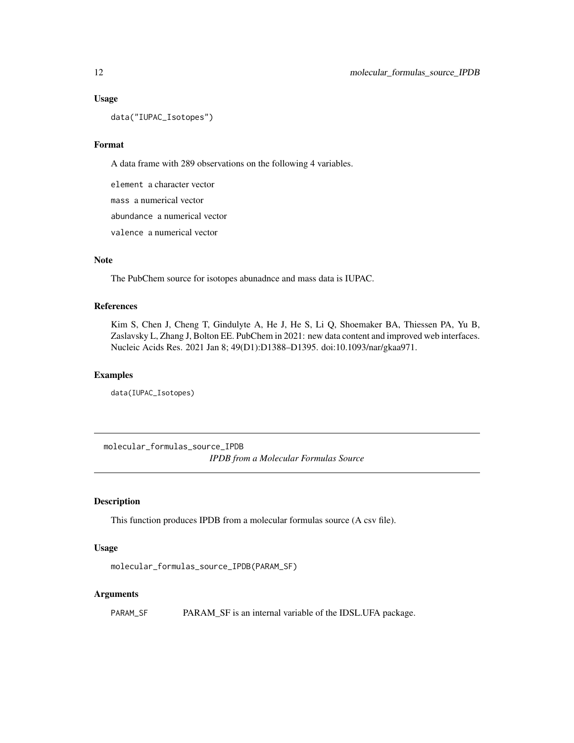### Usage

```
data("IUPAC_Isotopes")
```

### Format

A data frame with 289 observations on the following 4 variables.

`element` a character vector

`mass` a numerical vector

`abundance` a numerical vector

`valence` a numerical vector

### Note

The PubChem source for isotopes abunadnce and mass data is IUPAC.

### References

Kim S, Chen J, Cheng T, Gindulyte A, He J, He S, Li Q, Shoemaker BA, Thiessen PA, Yu B, Zaslavsky L, Zhang J, Bolton EE. PubChem in 2021: new data content and improved web interfaces. Nucleic Acids Res. 2021 Jan 8; 49(D1):D1388–D1395. doi:10.1093/nar/gkaa971.

### Examples

```
data(IUPAC_Isotopes)
```

---

## molecular_formulas_source_IPDB

*IPDB from a Molecular Formulas Source*

### Description

This function produces IPDB from a molecular formulas source (A csv file).

### Usage

```
molecular_formulas_source_IPDB(PARAM_SF)
```

### Arguments

`PARAM_SF` PARAM_SF is an internal variable of the IDSL.UFA package.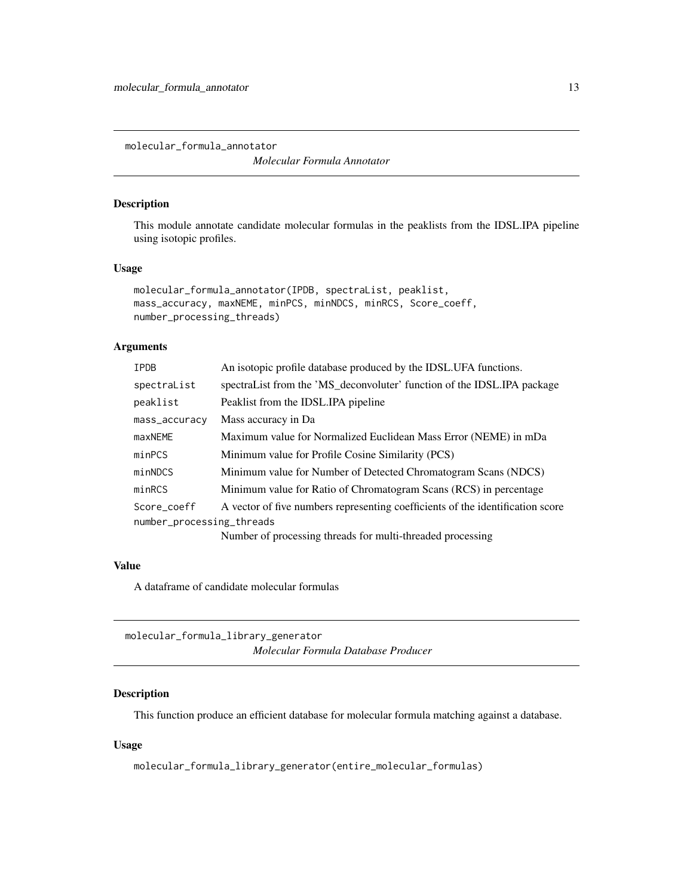## molecular_formula_annotator

*Molecular Formula Annotator*

### Description

This module annotate candidate molecular formulas in the peaklists from the IDSL.IPA pipeline using isotopic profiles.

### Usage

```
molecular_formula_annotator(IPDB, spectraList, peaklist,
mass_accuracy, maxNEME, minPCS, minNDCS, minRCS, Score_coeff,
number_processing_threads)
```

### Arguments

| | |
|---|---|
| `IPDB` | An isotopic profile database produced by the IDSL.UFA functions. |
| `spectraList` | spectraList from the 'MS_deconvoluter' function of the IDSL.IPA package |
| `peaklist` | Peaklist from the IDSL.IPA pipeline |
| `mass_accuracy` | Mass accuracy in Da |
| `maxNEME` | Maximum value for Normalized Euclidean Mass Error (NEME) in mDa |
| `minPCS` | Minimum value for Profile Cosine Similarity (PCS) |
| `minNDCS` | Minimum value for Number of Detected Chromatogram Scans (NDCS) |
| `minRCS` | Minimum value for Ratio of Chromatogram Scans (RCS) in percentage |
| `Score_coeff` | A vector of five numbers representing coefficients of the identification score |
| `number_processing_threads` | Number of processing threads for multi-threaded processing |

### Value

A dataframe of candidate molecular formulas

## molecular_formula_library_generator

*Molecular Formula Database Producer*

### Description

This function produce an efficient database for molecular formula matching against a database.

### Usage

```
molecular_formula_library_generator(entire_molecular_formulas)
```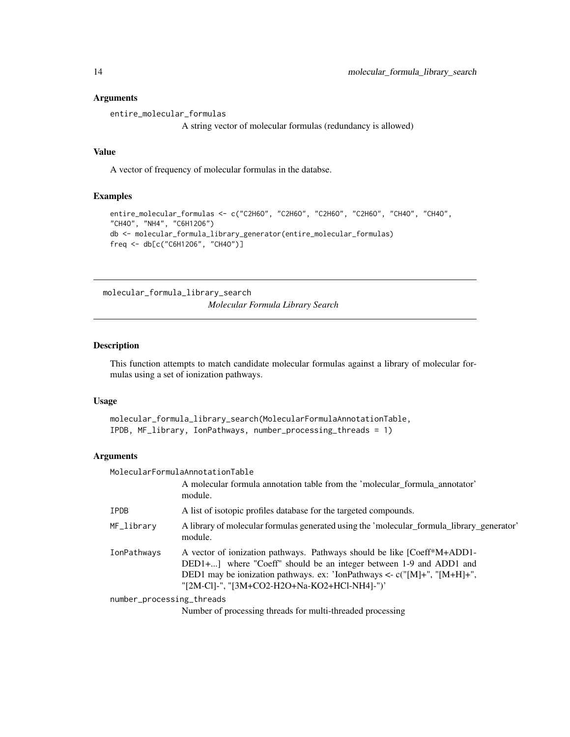## Arguments

entire_molecular_formulas
: A string vector of molecular formulas (redundancy is allowed)

## Value

A vector of frequency of molecular formulas in the databse.

## Examples

```
entire_molecular_formulas <- c("C2H6O", "C2H6O", "C2H6O", "C2H6O", "CH4O", "CH4O",
"CH4O", "NH4", "C6H12O6")
db <- molecular_formula_library_generator(entire_molecular_formulas)
freq <- db[c("C6H12O6", "CH4O")]
```

---

# molecular_formula_library_search

*Molecular Formula Library Search*

---

## Description

This function attempts to match candidate molecular formulas against a library of molecular formulas using a set of ionization pathways.

## Usage

```
molecular_formula_library_search(MolecularFormulaAnnotationTable,
IPDB, MF_library, IonPathways, number_processing_threads = 1)
```

## Arguments

MolecularFormulaAnnotationTable
: A molecular formula annotation table from the 'molecular_formula_annotator' module.

IPDB
: A list of isotopic profiles database for the targeted compounds.

MF_library
: A library of molecular formulas generated using the 'molecular_formula_library_generator' module.

IonPathways
: A vector of ionization pathways. Pathways should be like [Coeff*M+ADD1-DED1+...] where "Coeff" should be an integer between 1-9 and ADD1 and DED1 may be ionization pathways. ex: 'IonPathways <- c("[M]+", "[M+H]+", "[2M-Cl]-", "[3M+CO2-H2O+Na-KO2+HCl-NH4]-")'

number_processing_threads
: Number of processing threads for multi-threaded processing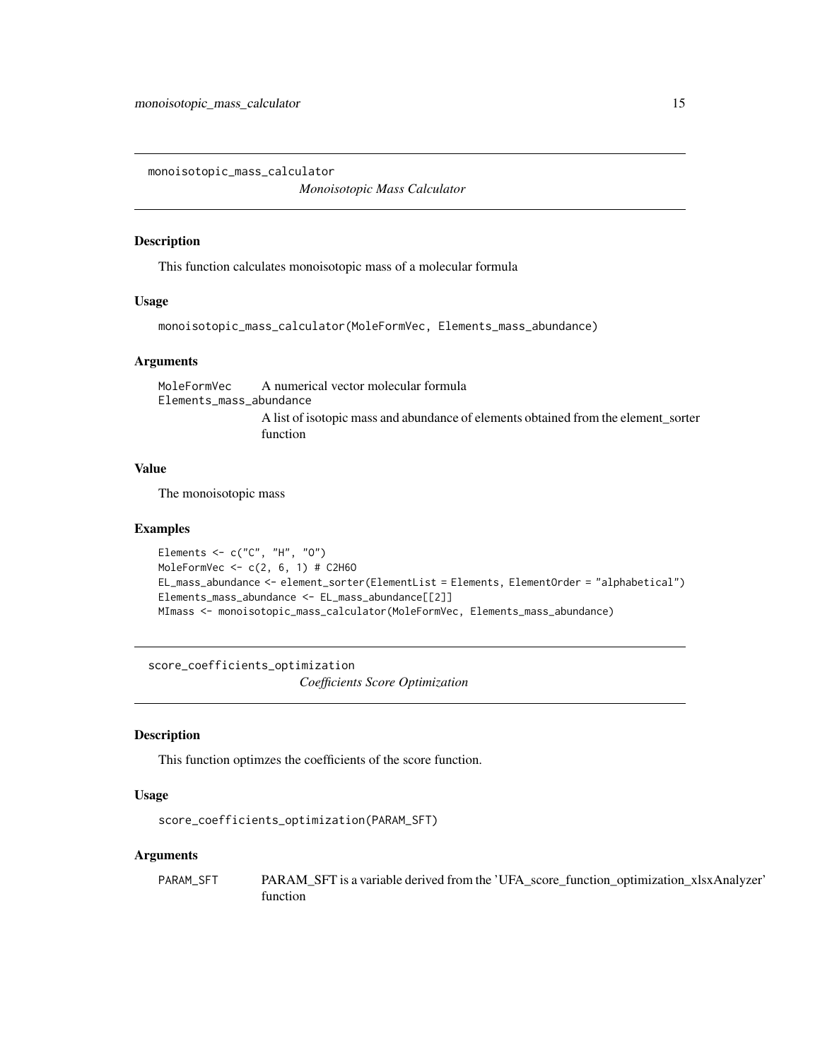## monoisotopic_mass_calculator

*Monoisotopic Mass Calculator*

### Description

This function calculates monoisotopic mass of a molecular formula

### Usage

```
monoisotopic_mass_calculator(MoleFormVec, Elements_mass_abundance)
```

### Arguments

| | |
|---|---|
| MoleFormVec | A numerical vector molecular formula |
| Elements_mass_abundance | A list of isotopic mass and abundance of elements obtained from the element_sorter function |

### Value

The monoisotopic mass

### Examples

```
Elements <- c("C", "H", "O")
MoleFormVec <- c(2, 6, 1) # C2H6O
EL_mass_abundance <- element_sorter(ElementList = Elements, ElementOrder = "alphabetical")
Elements_mass_abundance <- EL_mass_abundance[[2]]
MImass <- monoisotopic_mass_calculator(MoleFormVec, Elements_mass_abundance)
```

## score_coefficients_optimization

*Coefficients Score Optimization*

### Description

This function optimzes the coefficients of the score function.

### Usage

```
score_coefficients_optimization(PARAM_SFT)
```

### Arguments

| | |
|---|---|
| PARAM_SFT | PARAM_SFT is a variable derived from the 'UFA_score_function_optimization_xlsxAnalyzer' function |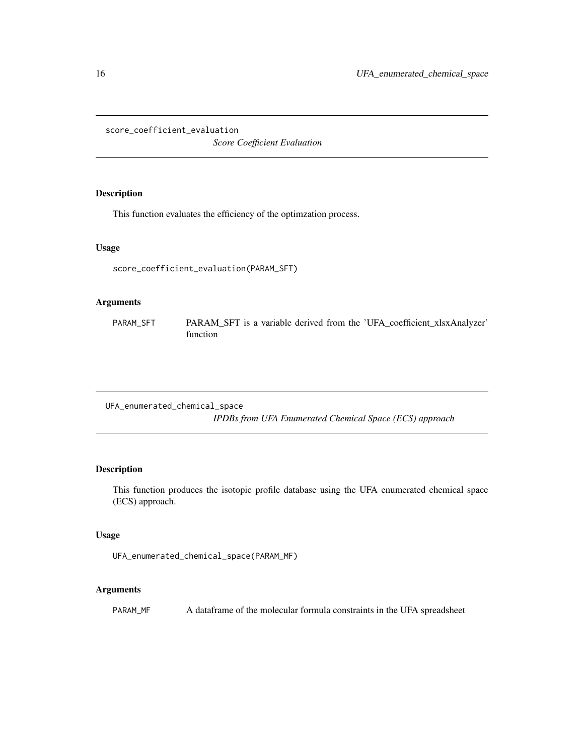## score_coefficient_evaluation

*Score Coefficient Evaluation*

### Description

This function evaluates the efficiency of the optimzation process.

### Usage

```
score_coefficient_evaluation(PARAM_SFT)
```

### Arguments

| | |
|---|---|
| PARAM_SFT | PARAM_SFT is a variable derived from the 'UFA_coefficient_xlsxAnalyzer' function |

## UFA_enumerated_chemical_space

*IPDBs from UFA Enumerated Chemical Space (ECS) approach*

### Description

This function produces the isotopic profile database using the UFA enumerated chemical space (ECS) approach.

### Usage

```
UFA_enumerated_chemical_space(PARAM_MF)
```

### Arguments

| | |
|---|---|
| PARAM_MF | A dataframe of the molecular formula constraints in the UFA spreadsheet |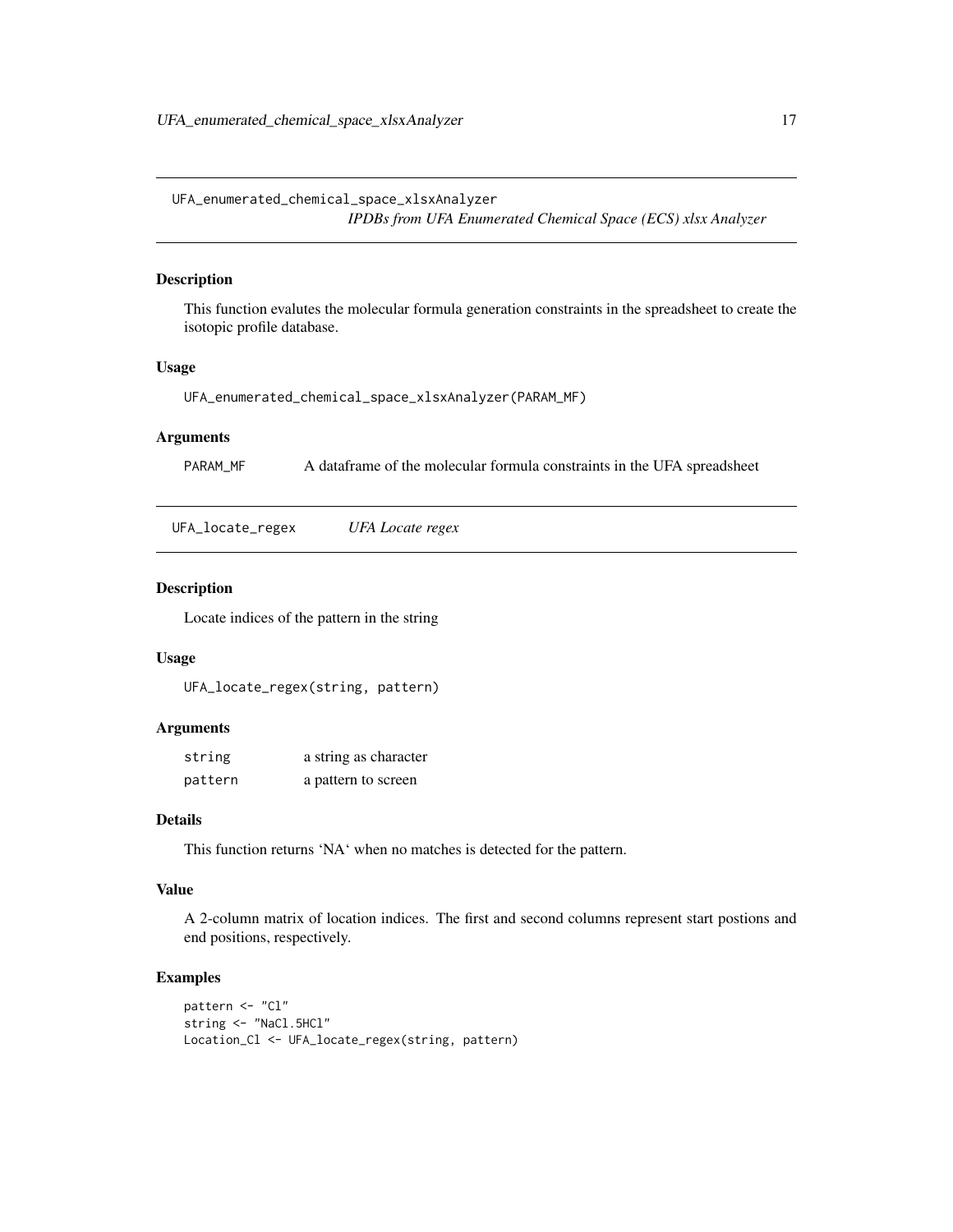## UFA_enumerated_chemical_space_xlsxAnalyzer

*IPDBs from UFA Enumerated Chemical Space (ECS) xlsx Analyzer*

### Description

This function evalutes the molecular formula generation constraints in the spreadsheet to create the isotopic profile database.

### Usage

```
UFA_enumerated_chemical_space_xlsxAnalyzer(PARAM_MF)
```

### Arguments

| | |
|---|---|
| PARAM_MF | A dataframe of the molecular formula constraints in the UFA spreadsheet |

## UFA_locate_regex

*UFA Locate regex*

### Description

Locate indices of the pattern in the string

### Usage

```
UFA_locate_regex(string, pattern)
```

### Arguments

| | |
|---|---|
| string | a string as character |
| pattern | a pattern to screen |

### Details

This function returns 'NA' when no matches is detected for the pattern.

### Value

A 2-column matrix of location indices. The first and second columns represent start postions and end positions, respectively.

### Examples

```
pattern <- "Cl"
string <- "NaCl.5HCl"
Location_Cl <- UFA_locate_regex(string, pattern)
```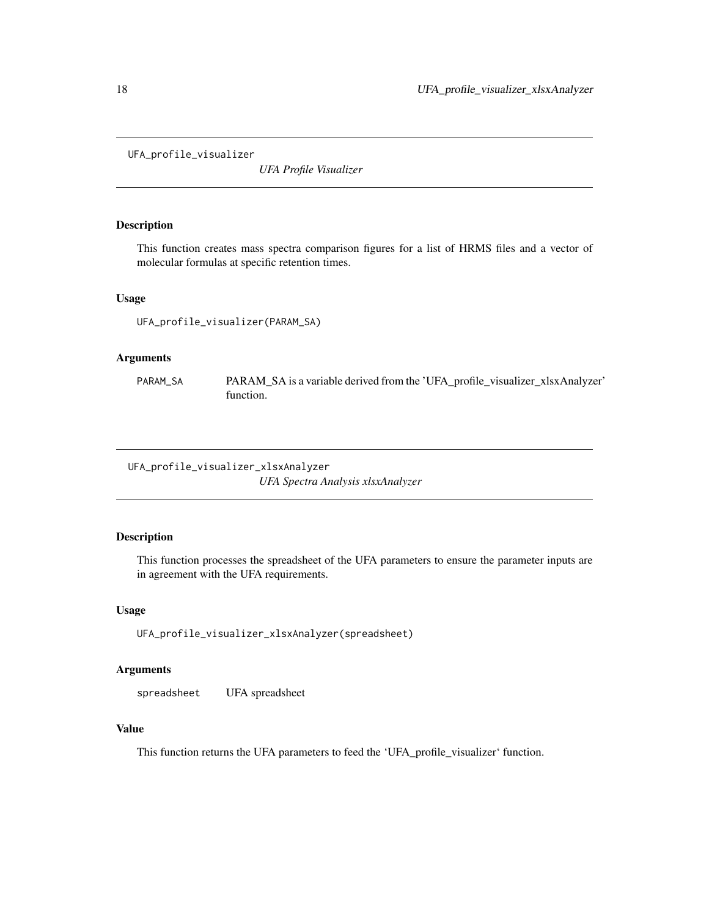## UFA_profile_visualizer

*UFA Profile Visualizer*

### Description

This function creates mass spectra comparison figures for a list of HRMS files and a vector of molecular formulas at specific retention times.

### Usage

```
UFA_profile_visualizer(PARAM_SA)
```

### Arguments

| | |
|---|---|
| PARAM_SA | PARAM_SA is a variable derived from the 'UFA_profile_visualizer_xlsxAnalyzer' function. |

## UFA_profile_visualizer_xlsxAnalyzer

*UFA Spectra Analysis xlsxAnalyzer*

### Description

This function processes the spreadsheet of the UFA parameters to ensure the parameter inputs are in agreement with the UFA requirements.

### Usage

```
UFA_profile_visualizer_xlsxAnalyzer(spreadsheet)
```

### Arguments

| | |
|---|---|
| spreadsheet | UFA spreadsheet |

### Value

This function returns the UFA parameters to feed the 'UFA_profile_visualizer' function.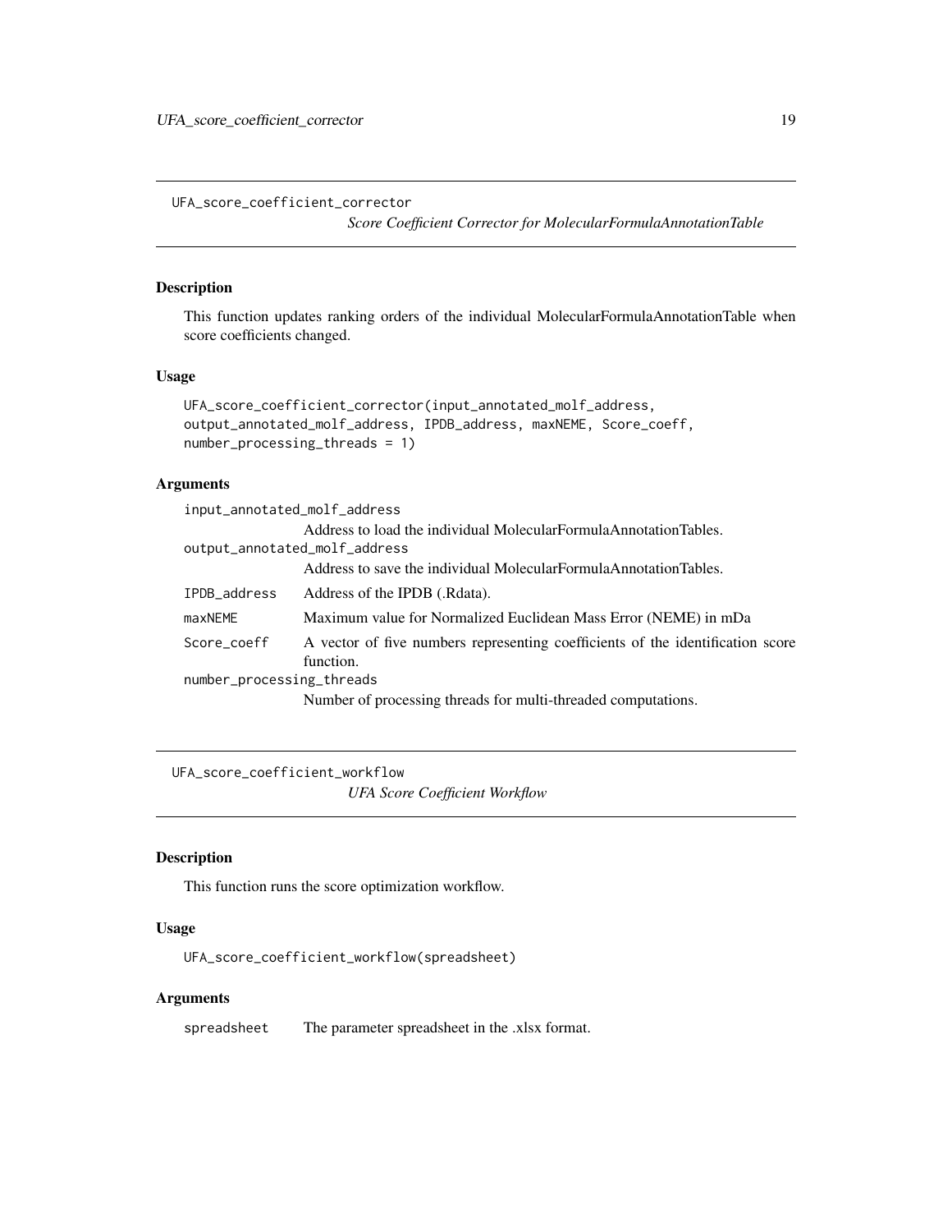## UFA_score_coefficient_corrector

*Score Coefficient Corrector for MolecularFormulaAnnotationTable*

### Description

This function updates ranking orders of the individual MolecularFormulaAnnotationTable when score coefficients changed.

### Usage

```
UFA_score_coefficient_corrector(input_annotated_molf_address,
output_annotated_molf_address, IPDB_address, maxNEME, Score_coeff,
number_processing_threads = 1)
```

### Arguments

| Argument | Description |
|---|---|
| `input_annotated_molf_address` | Address to load the individual MolecularFormulaAnnotationTables. |
| `output_annotated_molf_address` | Address to save the individual MolecularFormulaAnnotationTables. |
| `IPDB_address` | Address of the IPDB (.Rdata). |
| `maxNEME` | Maximum value for Normalized Euclidean Mass Error (NEME) in mDa |
| `Score_coeff` | A vector of five numbers representing coefficients of the identification score function. |
| `number_processing_threads` | Number of processing threads for multi-threaded computations. |

## UFA_score_coefficient_workflow

*UFA Score Coefficient Workflow*

### Description

This function runs the score optimization workflow.

### Usage

```
UFA_score_coefficient_workflow(spreadsheet)
```

### Arguments

| Argument | Description |
|---|---|
| `spreadsheet` | The parameter spreadsheet in the .xlsx format. |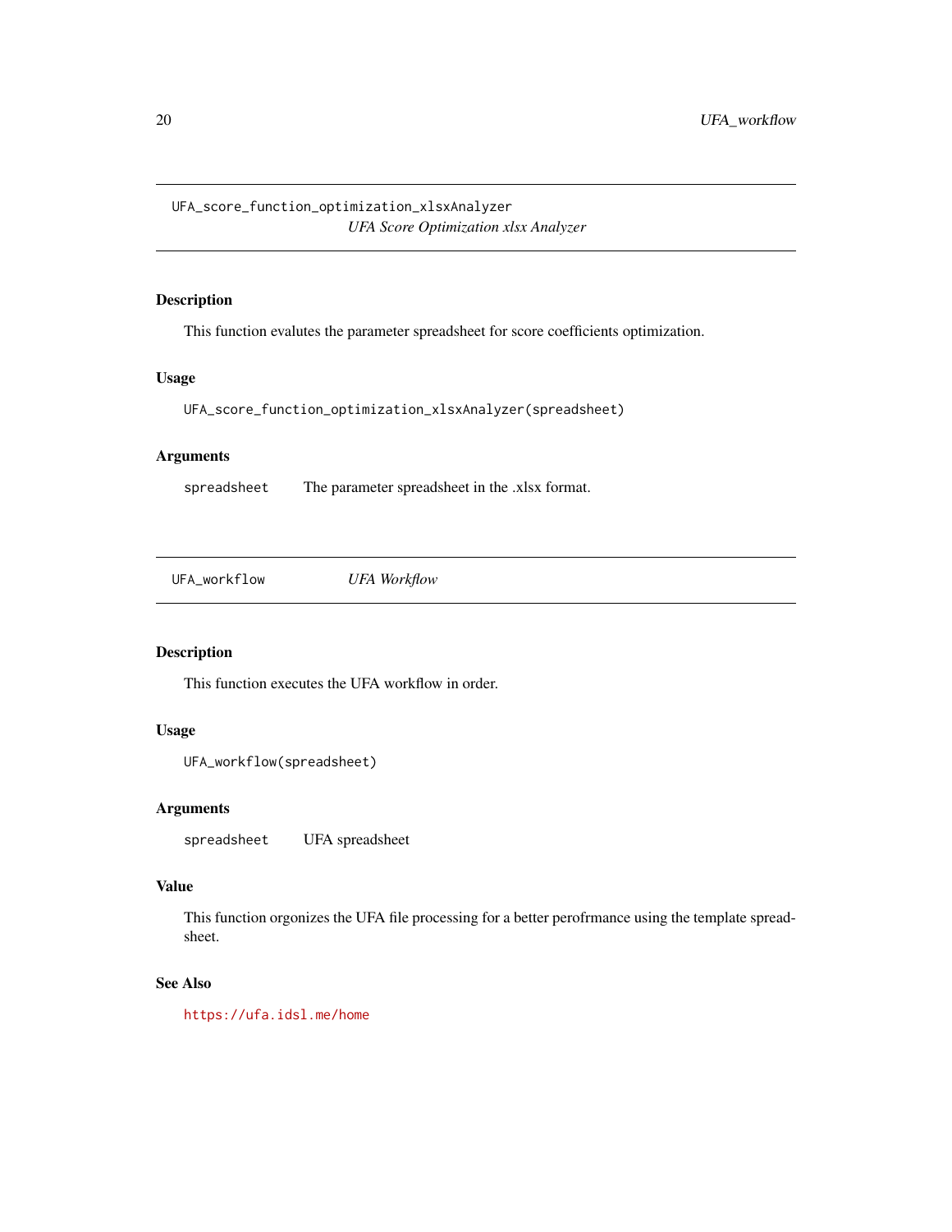## UFA_score_function_optimization_xlsxAnalyzer

*UFA Score Optimization xlsx Analyzer*

### Description

This function evalutes the parameter spreadsheet for score coefficients optimization.

### Usage

```
UFA_score_function_optimization_xlsxAnalyzer(spreadsheet)
```

### Arguments

| | |
|---|---|
| spreadsheet | The parameter spreadsheet in the .xlsx format. |

## UFA_workflow

*UFA Workflow*

### Description

This function executes the UFA workflow in order.

### Usage

```
UFA_workflow(spreadsheet)
```

### Arguments

| | |
|---|---|
| spreadsheet | UFA spreadsheet |

### Value

This function orgonizes the UFA file processing for a better perofrmance using the template spreadsheet.

### See Also

https://ufa.idsl.me/home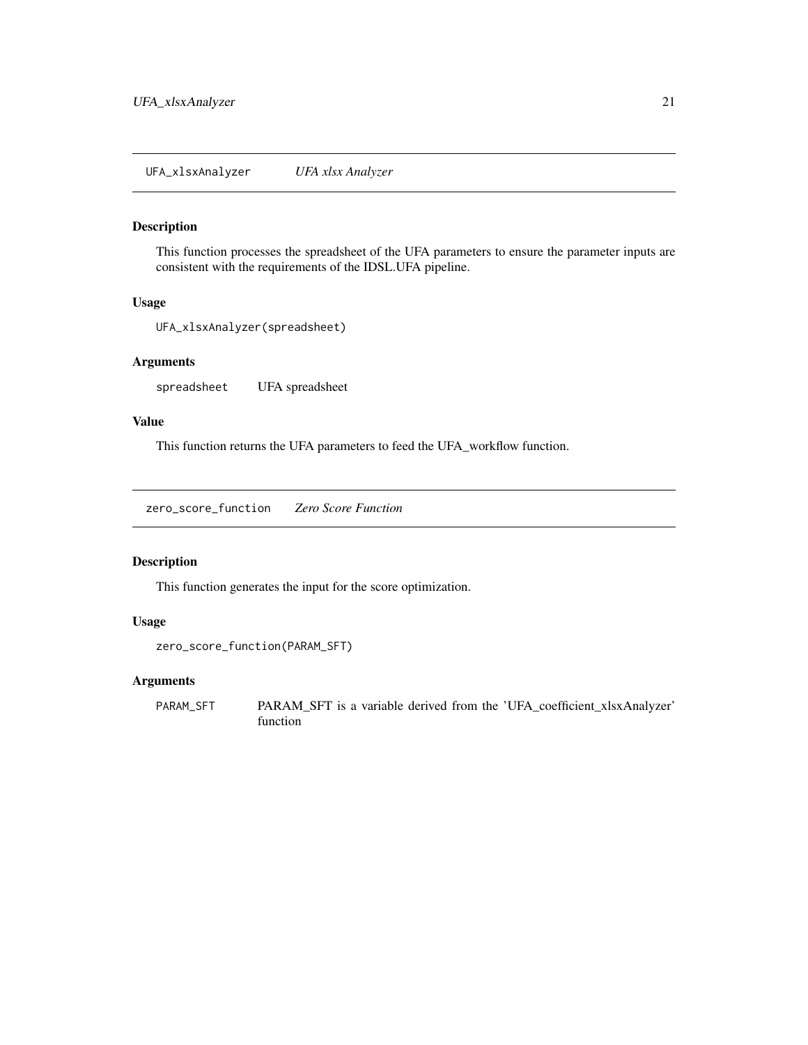## UFA_xlsxAnalyzer *UFA xlsx Analyzer*

### Description

This function processes the spreadsheet of the UFA parameters to ensure the parameter inputs are consistent with the requirements of the IDSL.UFA pipeline.

### Usage

```
UFA_xlsxAnalyzer(spreadsheet)
```

### Arguments

| | |
|---|---|
| `spreadsheet` | UFA spreadsheet |

### Value

This function returns the UFA parameters to feed the UFA_workflow function.

## zero_score_function *Zero Score Function*

### Description

This function generates the input for the score optimization.

### Usage

```
zero_score_function(PARAM_SFT)
```

### Arguments

| | |
|---|---|
| `PARAM_SFT` | PARAM_SFT is a variable derived from the 'UFA_coefficient_xlsxAnalyzer' function |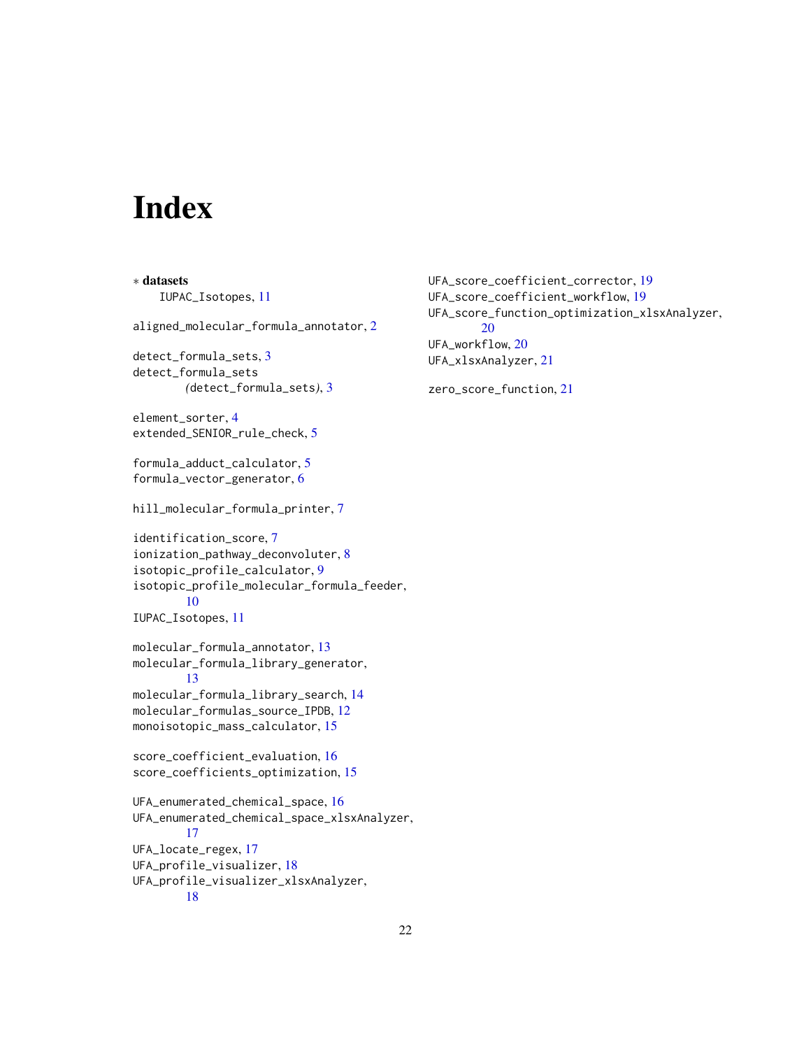# Index

∗ **datasets**
    IUPAC_Isotopes, 11

aligned_molecular_formula_annotator, 2

detect_formula_sets, 3
detect_formula_sets
        (detect_formula_sets), 3

element_sorter, 4
extended_SENIOR_rule_check, 5

formula_adduct_calculator, 5
formula_vector_generator, 6

hill_molecular_formula_printer, 7

identification_score, 7
ionization_pathway_deconvoluter, 8
isotopic_profile_calculator, 9
isotopic_profile_molecular_formula_feeder,
        10
IUPAC_Isotopes, 11

molecular_formula_annotator, 13
molecular_formula_library_generator,
        13
molecular_formula_library_search, 14
molecular_formulas_source_IPDB, 12
monoisotopic_mass_calculator, 15

score_coefficient_evaluation, 16
score_coefficients_optimization, 15

UFA_enumerated_chemical_space, 16
UFA_enumerated_chemical_space_xlsxAnalyzer,
        17
UFA_locate_regex, 17
UFA_profile_visualizer, 18
UFA_profile_visualizer_xlsxAnalyzer,
        18
UFA_score_coefficient_corrector, 19
UFA_score_coefficient_workflow, 19
UFA_score_function_optimization_xlsxAnalyzer,
        20
UFA_workflow, 20
UFA_xlsxAnalyzer, 21

zero_score_function, 21